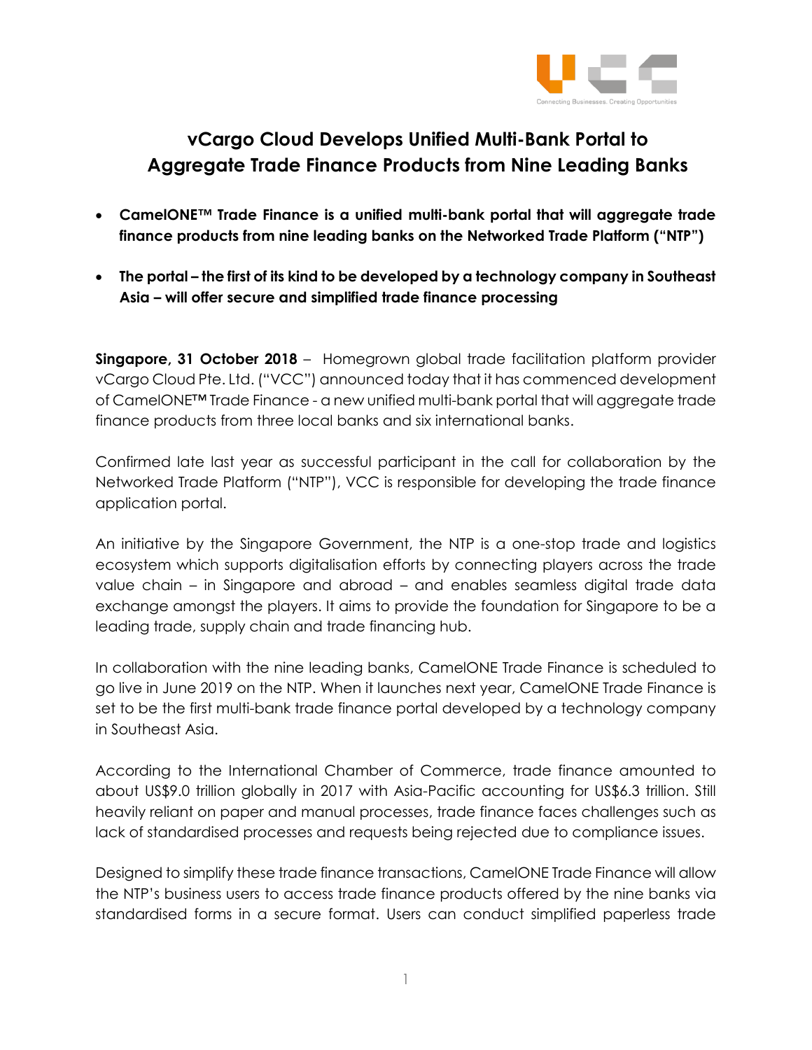# vCargo Cloud Develops Unified Multi-Bank Portal to Aggregate Trade Finance Products from Nine Leading Banks

- **CamelONE™ Trade Finance is a unified multi-bank portal that will aggregate trade finance products from nine leading banks on the Networked Trade Platform ("NTP")**
- **The portal – the first of its kind to be developed by a technology company in Southeast Asia – will offer secure and simplified trade finance processing**

**Singapore, 31 October 2018** – Homegrown global trade facilitation platform provider vCargo Cloud Pte. Ltd. ("VCC") announced today that it has commenced development of CamelONE™ Trade Finance - a new unified multi-bank portal that will aggregate trade finance products from three local banks and six international banks.

Confirmed late last year as successful participant in the call for collaboration by the Networked Trade Platform ("NTP"), VCC is responsible for developing the trade finance application portal.

An initiative by the Singapore Government, the NTP is a one-stop trade and logistics ecosystem which supports digitalisation efforts by connecting players across the trade value chain – in Singapore and abroad – and enables seamless digital trade data exchange amongst the players. It aims to provide the foundation for Singapore to be a leading trade, supply chain and trade financing hub.

In collaboration with the nine leading banks, CamelONE Trade Finance is scheduled to go live in June 2019 on the NTP. When it launches next year, CamelONE Trade Finance is set to be the first multi-bank trade finance portal developed by a technology company in Southeast Asia.

According to the International Chamber of Commerce, trade finance amounted to about US$9.0 trillion globally in 2017 with Asia-Pacific accounting for US$6.3 trillion. Still heavily reliant on paper and manual processes, trade finance faces challenges such as lack of standardised processes and requests being rejected due to compliance issues.

Designed to simplify these trade finance transactions, CamelONE Trade Finance will allow the NTP's business users to access trade finance products offered by the nine banks via standardised forms in a secure format. Users can conduct simplified paperless trade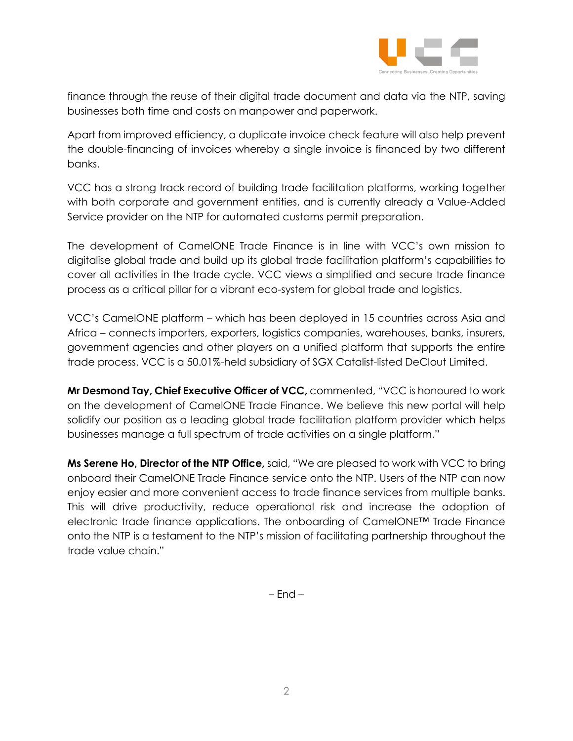finance through the reuse of their digital trade document and data via the NTP, saving businesses both time and costs on manpower and paperwork.

Apart from improved efficiency, a duplicate invoice check feature will also help prevent the double-financing of invoices whereby a single invoice is financed by two different banks.

VCC has a strong track record of building trade facilitation platforms, working together with both corporate and government entities, and is currently already a Value-Added Service provider on the NTP for automated customs permit preparation.

The development of CamelONE Trade Finance is in line with VCC's own mission to digitalise global trade and build up its global trade facilitation platform's capabilities to cover all activities in the trade cycle. VCC views a simplified and secure trade finance process as a critical pillar for a vibrant eco-system for global trade and logistics.

VCC's CamelONE platform – which has been deployed in 15 countries across Asia and Africa – connects importers, exporters, logistics companies, warehouses, banks, insurers, government agencies and other players on a unified platform that supports the entire trade process. VCC is a 50.01%-held subsidiary of SGX Catalist-listed DeClout Limited.

**Mr Desmond Tay, Chief Executive Officer of VCC,** commented, "VCC is honoured to work on the development of CamelONE Trade Finance. We believe this new portal will help solidify our position as a leading global trade facilitation platform provider which helps businesses manage a full spectrum of trade activities on a single platform."

**Ms Serene Ho, Director of the NTP Office,** said, "We are pleased to work with VCC to bring onboard their CamelONE Trade Finance service onto the NTP. Users of the NTP can now enjoy easier and more convenient access to trade finance services from multiple banks. This will drive productivity, reduce operational risk and increase the adoption of electronic trade finance applications. The onboarding of CamelONE™ Trade Finance onto the NTP is a testament to the NTP's mission of facilitating partnership throughout the trade value chain."

– End –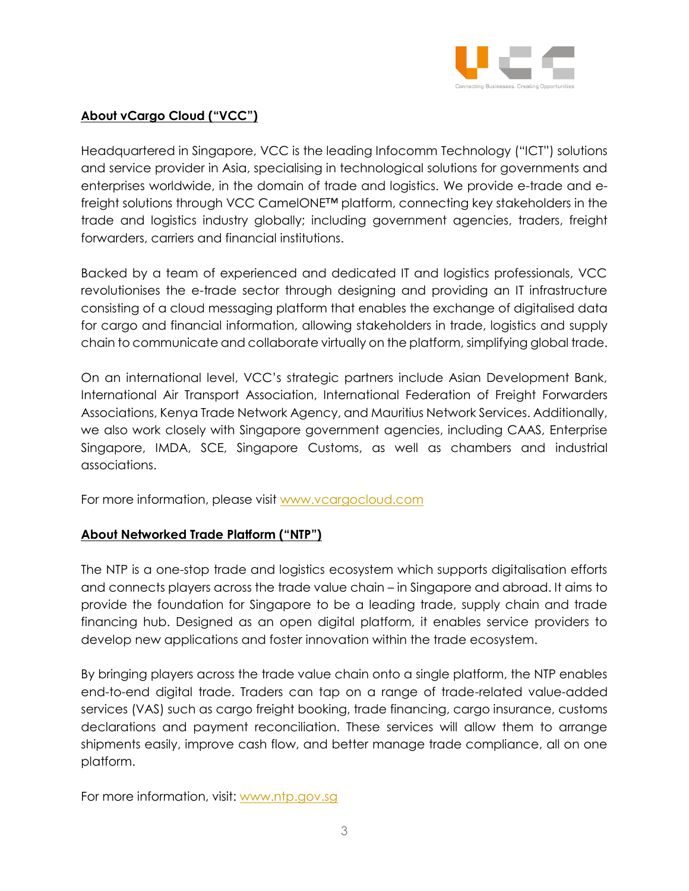## About vCargo Cloud ("VCC")

Headquartered in Singapore, VCC is the leading Infocomm Technology ("ICT") solutions and service provider in Asia, specialising in technological solutions for governments and enterprises worldwide, in the domain of trade and logistics. We provide e-trade and e-freight solutions through VCC CamelONE™ platform, connecting key stakeholders in the trade and logistics industry globally; including government agencies, traders, freight forwarders, carriers and financial institutions.

Backed by a team of experienced and dedicated IT and logistics professionals, VCC revolutionises the e-trade sector through designing and providing an IT infrastructure consisting of a cloud messaging platform that enables the exchange of digitalised data for cargo and financial information, allowing stakeholders in trade, logistics and supply chain to communicate and collaborate virtually on the platform, simplifying global trade.

On an international level, VCC's strategic partners include Asian Development Bank, International Air Transport Association, International Federation of Freight Forwarders Associations, Kenya Trade Network Agency, and Mauritius Network Services. Additionally, we also work closely with Singapore government agencies, including CAAS, Enterprise Singapore, IMDA, SCE, Singapore Customs, as well as chambers and industrial associations.

For more information, please visit www.vcargocloud.com

## About Networked Trade Platform ("NTP")

The NTP is a one-stop trade and logistics ecosystem which supports digitalisation efforts and connects players across the trade value chain – in Singapore and abroad. It aims to provide the foundation for Singapore to be a leading trade, supply chain and trade financing hub. Designed as an open digital platform, it enables service providers to develop new applications and foster innovation within the trade ecosystem.

By bringing players across the trade value chain onto a single platform, the NTP enables end-to-end digital trade. Traders can tap on a range of trade-related value-added services (VAS) such as cargo freight booking, trade financing, cargo insurance, customs declarations and payment reconciliation. These services will allow them to arrange shipments easily, improve cash flow, and better manage trade compliance, all on one platform.

For more information, visit: www.ntp.gov.sg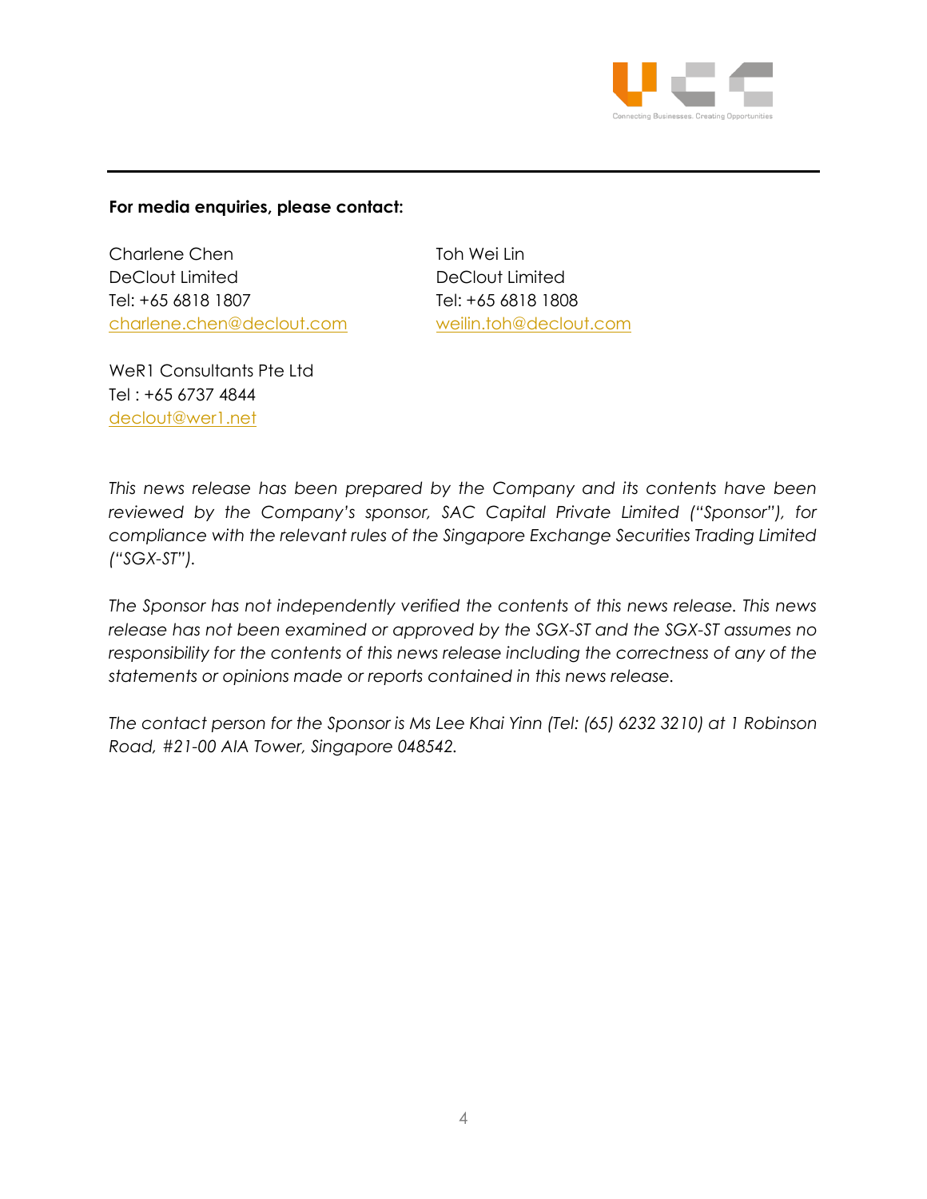**For media enquiries, please contact:**

Charlene Chen
DeClout Limited
Tel: +65 6818 1807
charlene.chen@declout.com

Toh Wei Lin
DeClout Limited
Tel: +65 6818 1808
weilin.toh@declout.com

WeR1 Consultants Pte Ltd
Tel : +65 6737 4844
declout@wer1.net

*This news release has been prepared by the Company and its contents have been reviewed by the Company's sponsor, SAC Capital Private Limited ("Sponsor"), for compliance with the relevant rules of the Singapore Exchange Securities Trading Limited ("SGX-ST").*

*The Sponsor has not independently verified the contents of this news release. This news release has not been examined or approved by the SGX-ST and the SGX-ST assumes no responsibility for the contents of this news release including the correctness of any of the statements or opinions made or reports contained in this news release.*

*The contact person for the Sponsor is Ms Lee Khai Yinn (Tel: (65) 6232 3210) at 1 Robinson Road, #21-00 AIA Tower, Singapore 048542.*